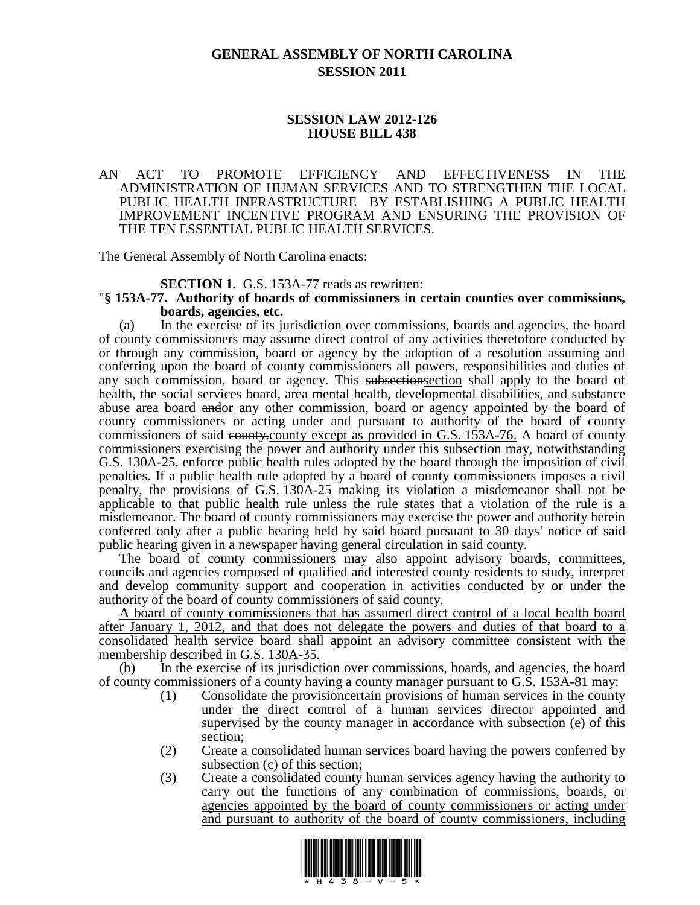# GENERAL ASSEMBLY OF NORTH CAROLINA
## SESSION 2011

### SESSION LAW 2012-126
### HOUSE BILL 438

AN ACT TO PROMOTE EFFICIENCY AND EFFECTIVENESS IN THE ADMINISTRATION OF HUMAN SERVICES AND TO STRENGTHEN THE LOCAL PUBLIC HEALTH INFRASTRUCTURE BY ESTABLISHING A PUBLIC HEALTH IMPROVEMENT INCENTIVE PROGRAM AND ENSURING THE PROVISION OF THE TEN ESSENTIAL PUBLIC HEALTH SERVICES.

The General Assembly of North Carolina enacts:

**SECTION 1.** G.S. 153A-77 reads as rewritten:

"**§ 153A-77. Authority of boards of commissioners in certain counties over commissions, boards, agencies, etc.**

(a) In the exercise of its jurisdiction over commissions, boards and agencies, the board of county commissioners may assume direct control of any activities theretofore conducted by or through any commission, board or agency by the adoption of a resolution assuming and conferring upon the board of county commissioners all powers, responsibilities and duties of any such commission, board or agency. This ~~subsection~~<u>section</u> shall apply to the board of health, the social services board, area mental health, developmental disabilities, and substance abuse area board ~~and~~<u>or</u> any other commission, board or agency appointed by the board of county commissioners or acting under and pursuant to authority of the board of county commissioners of said ~~county.~~<u>county except as provided in G.S. 153A-76.</u> A board of county commissioners exercising the power and authority under this subsection may, notwithstanding G.S. 130A-25, enforce public health rules adopted by the board through the imposition of civil penalties. If a public health rule adopted by a board of county commissioners imposes a civil penalty, the provisions of G.S. 130A-25 making its violation a misdemeanor shall not be applicable to that public health rule unless the rule states that a violation of the rule is a misdemeanor. The board of county commissioners may exercise the power and authority herein conferred only after a public hearing held by said board pursuant to 30 days' notice of said public hearing given in a newspaper having general circulation in said county.

The board of county commissioners may also appoint advisory boards, committees, councils and agencies composed of qualified and interested county residents to study, interpret and develop community support and cooperation in activities conducted by or under the authority of the board of county commissioners of said county.

<u>A board of county commissioners that has assumed direct control of a local health board after January 1, 2012, and that does not delegate the powers and duties of that board to a consolidated health service board shall appoint an advisory committee consistent with the membership described in G.S. 130A-35.</u>

(b) In the exercise of its jurisdiction over commissions, boards, and agencies, the board of county commissioners of a county having a county manager pursuant to G.S. 153A-81 may:

(1) Consolidate ~~the provision~~<u>certain provisions</u> of human services in the county under the direct control of a human services director appointed and supervised by the county manager in accordance with subsection (e) of this section;

(2) Create a consolidated human services board having the powers conferred by subsection (c) of this section;

(3) Create a consolidated county human services agency having the authority to carry out the functions of <u>any combination of commissions, boards, or agencies appointed by the board of county commissioners or acting under and pursuant to authority of the board of county commissioners, including</u>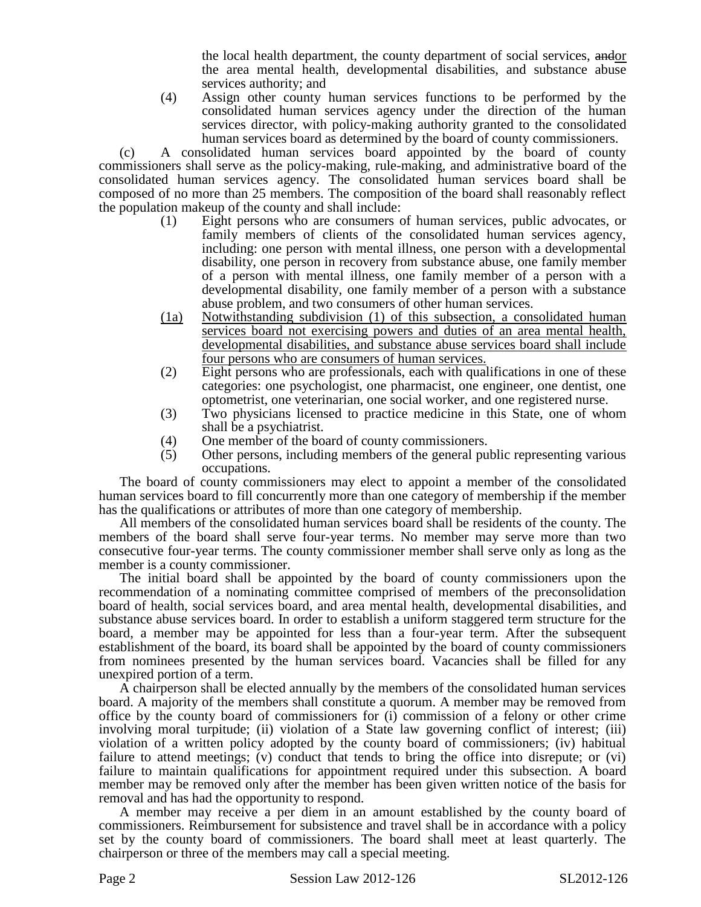the local health department, the county department of social services, ~~and~~or the area mental health, developmental disabilities, and substance abuse services authority; and

(4) Assign other county human services functions to be performed by the consolidated human services agency under the direction of the human services director, with policy-making authority granted to the consolidated human services board as determined by the board of county commissioners.

(c) A consolidated human services board appointed by the board of county commissioners shall serve as the policy-making, rule-making, and administrative board of the consolidated human services agency. The consolidated human services board shall be composed of no more than 25 members. The composition of the board shall reasonably reflect the population makeup of the county and shall include:

(1) Eight persons who are consumers of human services, public advocates, or family members of clients of the consolidated human services agency, including: one person with mental illness, one person with a developmental disability, one person in recovery from substance abuse, one family member of a person with mental illness, one family member of a person with a developmental disability, one family member of a person with a substance abuse problem, and two consumers of other human services.

<u>(1a) Notwithstanding subdivision (1) of this subsection, a consolidated human services board not exercising powers and duties of an area mental health, developmental disabilities, and substance abuse services board shall include four persons who are consumers of human services.</u>

(2) Eight persons who are professionals, each with qualifications in one of these categories: one psychologist, one pharmacist, one engineer, one dentist, one optometrist, one veterinarian, one social worker, and one registered nurse.

(3) Two physicians licensed to practice medicine in this State, one of whom shall be a psychiatrist.

(4) One member of the board of county commissioners.

(5) Other persons, including members of the general public representing various occupations.

The board of county commissioners may elect to appoint a member of the consolidated human services board to fill concurrently more than one category of membership if the member has the qualifications or attributes of more than one category of membership.

All members of the consolidated human services board shall be residents of the county. The members of the board shall serve four-year terms. No member may serve more than two consecutive four-year terms. The county commissioner member shall serve only as long as the member is a county commissioner.

The initial board shall be appointed by the board of county commissioners upon the recommendation of a nominating committee comprised of members of the preconsolidation board of health, social services board, and area mental health, developmental disabilities, and substance abuse services board. In order to establish a uniform staggered term structure for the board, a member may be appointed for less than a four-year term. After the subsequent establishment of the board, its board shall be appointed by the board of county commissioners from nominees presented by the human services board. Vacancies shall be filled for any unexpired portion of a term.

A chairperson shall be elected annually by the members of the consolidated human services board. A majority of the members shall constitute a quorum. A member may be removed from office by the county board of commissioners for (i) commission of a felony or other crime involving moral turpitude; (ii) violation of a State law governing conflict of interest; (iii) violation of a written policy adopted by the county board of commissioners; (iv) habitual failure to attend meetings; (v) conduct that tends to bring the office into disrepute; or (vi) failure to maintain qualifications for appointment required under this subsection. A board member may be removed only after the member has been given written notice of the basis for removal and has had the opportunity to respond.

A member may receive a per diem in an amount established by the county board of commissioners. Reimbursement for subsistence and travel shall be in accordance with a policy set by the county board of commissioners. The board shall meet at least quarterly. The chairperson or three of the members may call a special meeting.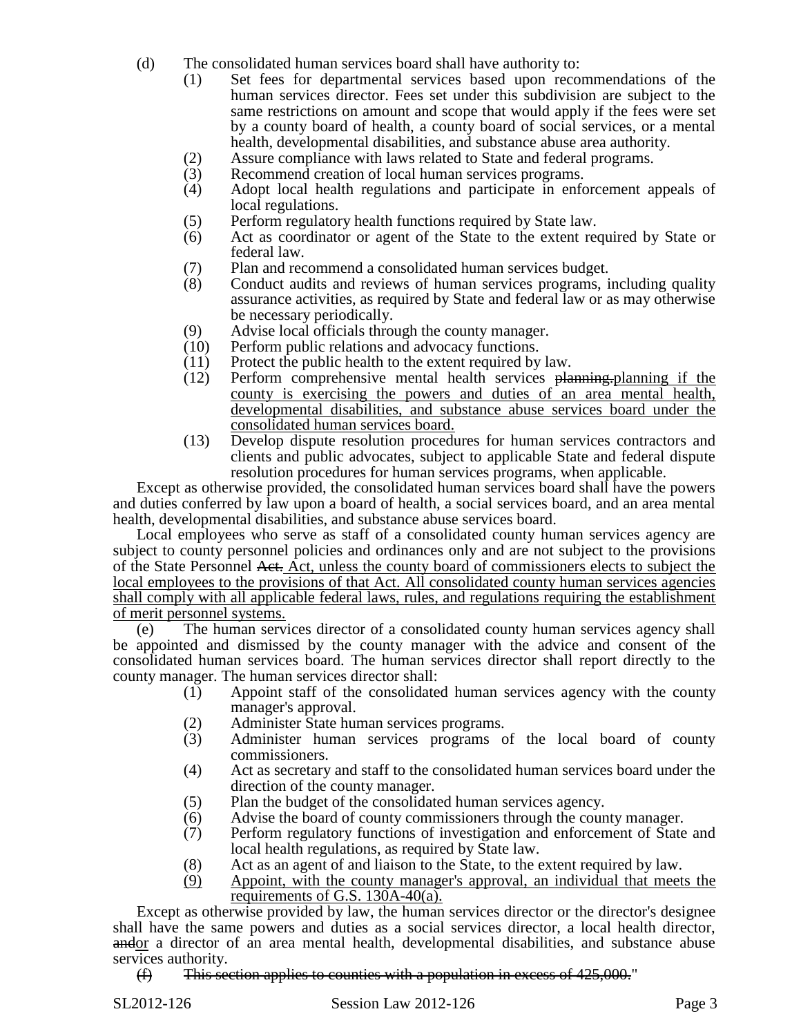(d) The consolidated human services board shall have authority to:

(1) Set fees for departmental services based upon recommendations of the human services director. Fees set under this subdivision are subject to the same restrictions on amount and scope that would apply if the fees were set by a county board of health, a county board of social services, or a mental health, developmental disabilities, and substance abuse area authority.
(2) Assure compliance with laws related to State and federal programs.
(3) Recommend creation of local human services programs.
(4) Adopt local health regulations and participate in enforcement appeals of local regulations.
(5) Perform regulatory health functions required by State law.
(6) Act as coordinator or agent of the State to the extent required by State or federal law.
(7) Plan and recommend a consolidated human services budget.
(8) Conduct audits and reviews of human services programs, including quality assurance activities, as required by State and federal law or as may otherwise be necessary periodically.
(9) Advise local officials through the county manager.
(10) Perform public relations and advocacy functions.
(11) Protect the public health to the extent required by law.
(12) Perform comprehensive mental health services ~~planning.~~planning if the county is exercising the powers and duties of an area mental health, developmental disabilities, and substance abuse services board under the consolidated human services board.
(13) Develop dispute resolution procedures for human services contractors and clients and public advocates, subject to applicable State and federal dispute resolution procedures for human services programs, when applicable.

Except as otherwise provided, the consolidated human services board shall have the powers and duties conferred by law upon a board of health, a social services board, and an area mental health, developmental disabilities, and substance abuse services board.

Local employees who serve as staff of a consolidated county human services agency are subject to county personnel policies and ordinances only and are not subject to the provisions of the State Personnel ~~Act.~~ Act, unless the county board of commissioners elects to subject the local employees to the provisions of that Act. All consolidated county human services agencies shall comply with all applicable federal laws, rules, and regulations requiring the establishment of merit personnel systems.

(e) The human services director of a consolidated county human services agency shall be appointed and dismissed by the county manager with the advice and consent of the consolidated human services board. The human services director shall report directly to the county manager. The human services director shall:

(1) Appoint staff of the consolidated human services agency with the county manager's approval.
(2) Administer State human services programs.
(3) Administer human services programs of the local board of county commissioners.
(4) Act as secretary and staff to the consolidated human services board under the direction of the county manager.
(5) Plan the budget of the consolidated human services agency.
(6) Advise the board of county commissioners through the county manager.
(7) Perform regulatory functions of investigation and enforcement of State and local health regulations, as required by State law.
(8) Act as an agent of and liaison to the State, to the extent required by law.
(9) Appoint, with the county manager's approval, an individual that meets the requirements of G.S. 130A-40(a).

Except as otherwise provided by law, the human services director or the director's designee shall have the same powers and duties as a social services director, a local health director, ~~and~~or a director of an area mental health, developmental disabilities, and substance abuse services authority.

~~(f) This section applies to counties with a population in excess of 425,000.~~"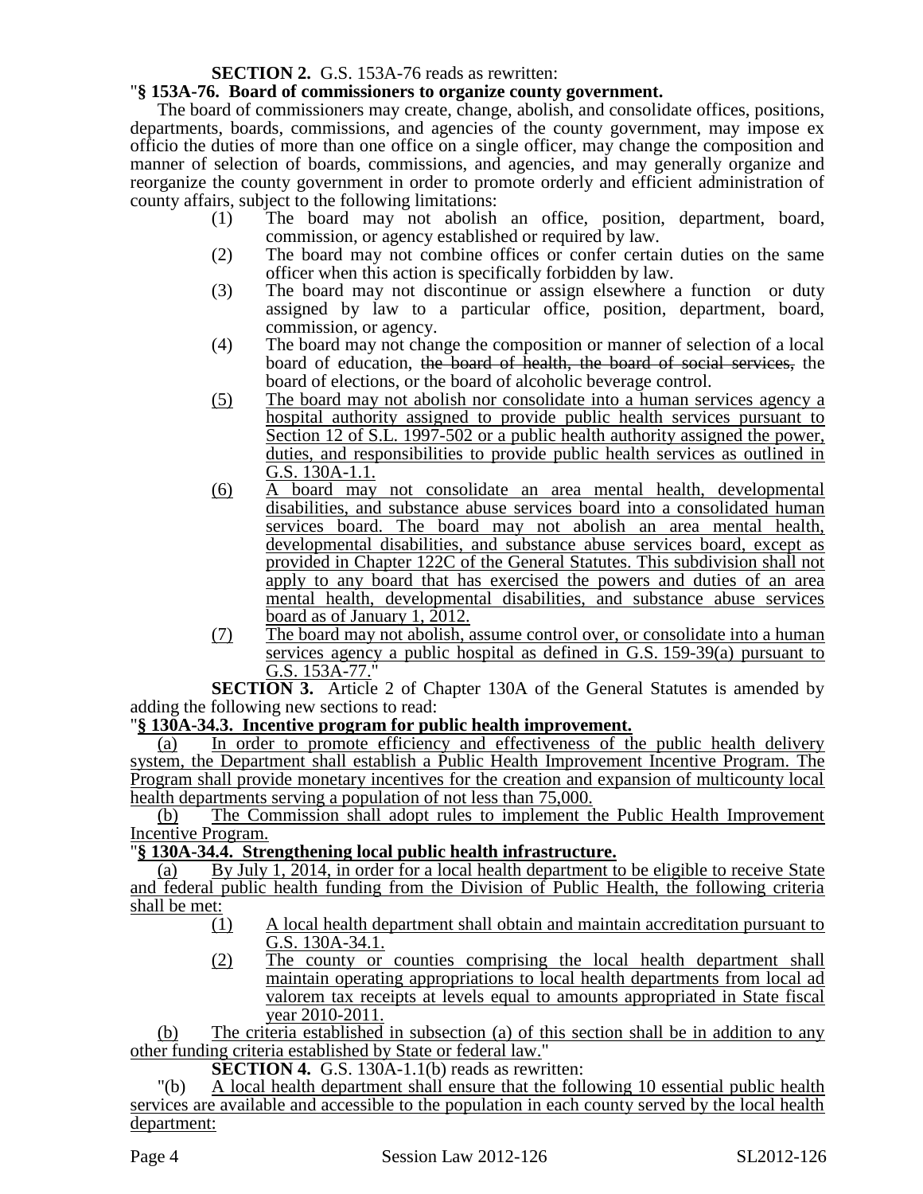**SECTION 2.** G.S. 153A-76 reads as rewritten:

"**§ 153A-76. Board of commissioners to organize county government.**

The board of commissioners may create, change, abolish, and consolidate offices, positions, departments, boards, commissions, and agencies of the county government, may impose ex officio the duties of more than one office on a single officer, may change the composition and manner of selection of boards, commissions, and agencies, and may generally organize and reorganize the county government in order to promote orderly and efficient administration of county affairs, subject to the following limitations:

(1) The board may not abolish an office, position, department, board, commission, or agency established or required by law.

(2) The board may not combine offices or confer certain duties on the same officer when this action is specifically forbidden by law.

(3) The board may not discontinue or assign elsewhere a function or duty assigned by law to a particular office, position, department, board, commission, or agency.

(4) The board may not change the composition or manner of selection of a local board of education, ~~the board of health, the board of social services,~~ the board of elections, or the board of alcoholic beverage control.

(5) The board may not abolish nor consolidate into a human services agency a hospital authority assigned to provide public health services pursuant to Section 12 of S.L. 1997-502 or a public health authority assigned the power, duties, and responsibilities to provide public health services as outlined in G.S. 130A-1.1.

(6) A board may not consolidate an area mental health, developmental disabilities, and substance abuse services board into a consolidated human services board. The board may not abolish an area mental health, developmental disabilities, and substance abuse services board, except as provided in Chapter 122C of the General Statutes. This subdivision shall not apply to any board that has exercised the powers and duties of an area mental health, developmental disabilities, and substance abuse services board as of January 1, 2012.

(7) The board may not abolish, assume control over, or consolidate into a human services agency a public hospital as defined in G.S. 159-39(a) pursuant to G.S. 153A-77."

**SECTION 3.** Article 2 of Chapter 130A of the General Statutes is amended by adding the following new sections to read:

"**§ 130A-34.3. Incentive program for public health improvement.**

(a) In order to promote efficiency and effectiveness of the public health delivery system, the Department shall establish a Public Health Improvement Incentive Program. The Program shall provide monetary incentives for the creation and expansion of multicounty local health departments serving a population of not less than 75,000.

(b) The Commission shall adopt rules to implement the Public Health Improvement Incentive Program.

"**§ 130A-34.4. Strengthening local public health infrastructure.**

(a) By July 1, 2014, in order for a local health department to be eligible to receive State and federal public health funding from the Division of Public Health, the following criteria shall be met:

(1) A local health department shall obtain and maintain accreditation pursuant to G.S. 130A-34.1.

(2) The county or counties comprising the local health department shall maintain operating appropriations to local health departments from local ad valorem tax receipts at levels equal to amounts appropriated in State fiscal year 2010-2011.

(b) The criteria established in subsection (a) of this section shall be in addition to any other funding criteria established by State or federal law."

**SECTION 4.** G.S. 130A-1.1(b) reads as rewritten:

"(b) A local health department shall ensure that the following 10 essential public health services are available and accessible to the population in each county served by the local health department: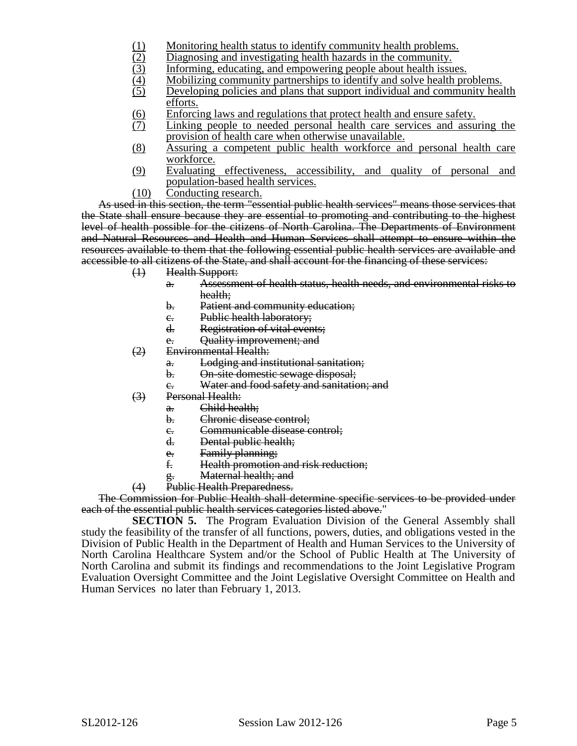(1) Monitoring health status to identify community health problems.
(2) Diagnosing and investigating health hazards in the community.
(3) Informing, educating, and empowering people about health issues.
(4) Mobilizing community partnerships to identify and solve health problems.
(5) Developing policies and plans that support individual and community health efforts.
(6) Enforcing laws and regulations that protect health and ensure safety.
(7) Linking people to needed personal health care services and assuring the provision of health care when otherwise unavailable.
(8) Assuring a competent public health workforce and personal health care workforce.
(9) Evaluating effectiveness, accessibility, and quality of personal and population-based health services.
(10) Conducting research.

~~As used in this section, the term "essential public health services" means those services that the State shall ensure because they are essential to promoting and contributing to the highest level of health possible for the citizens of North Carolina. The Departments of Environment and Natural Resources and Health and Human Services shall attempt to ensure within the resources available to them that the following essential public health services are available and accessible to all citizens of the State, and shall account for the financing of these services:~~

~~(1) Health Support:~~
~~a. Assessment of health status, health needs, and environmental risks to health;~~
~~b. Patient and community education;~~
~~c. Public health laboratory;~~
~~d. Registration of vital events;~~
~~e. Quality improvement; and~~

~~(2) Environmental Health:~~
~~a. Lodging and institutional sanitation;~~
~~b. On-site domestic sewage disposal;~~
~~c. Water and food safety and sanitation; and~~

~~(3) Personal Health:~~
~~a. Child health;~~
~~b. Chronic disease control;~~
~~c. Communicable disease control;~~
~~d. Dental public health;~~
~~e. Family planning;~~
~~f. Health promotion and risk reduction;~~
~~g. Maternal health; and~~

~~(4) Public Health Preparedness.~~

~~The Commission for Public Health shall determine specific services to be provided under each of the essential public health services categories listed above.~~"

**SECTION 5.** The Program Evaluation Division of the General Assembly shall study the feasibility of the transfer of all functions, powers, duties, and obligations vested in the Division of Public Health in the Department of Health and Human Services to the University of North Carolina Healthcare System and/or the School of Public Health at The University of North Carolina and submit its findings and recommendations to the Joint Legislative Program Evaluation Oversight Committee and the Joint Legislative Oversight Committee on Health and Human Services no later than February 1, 2013.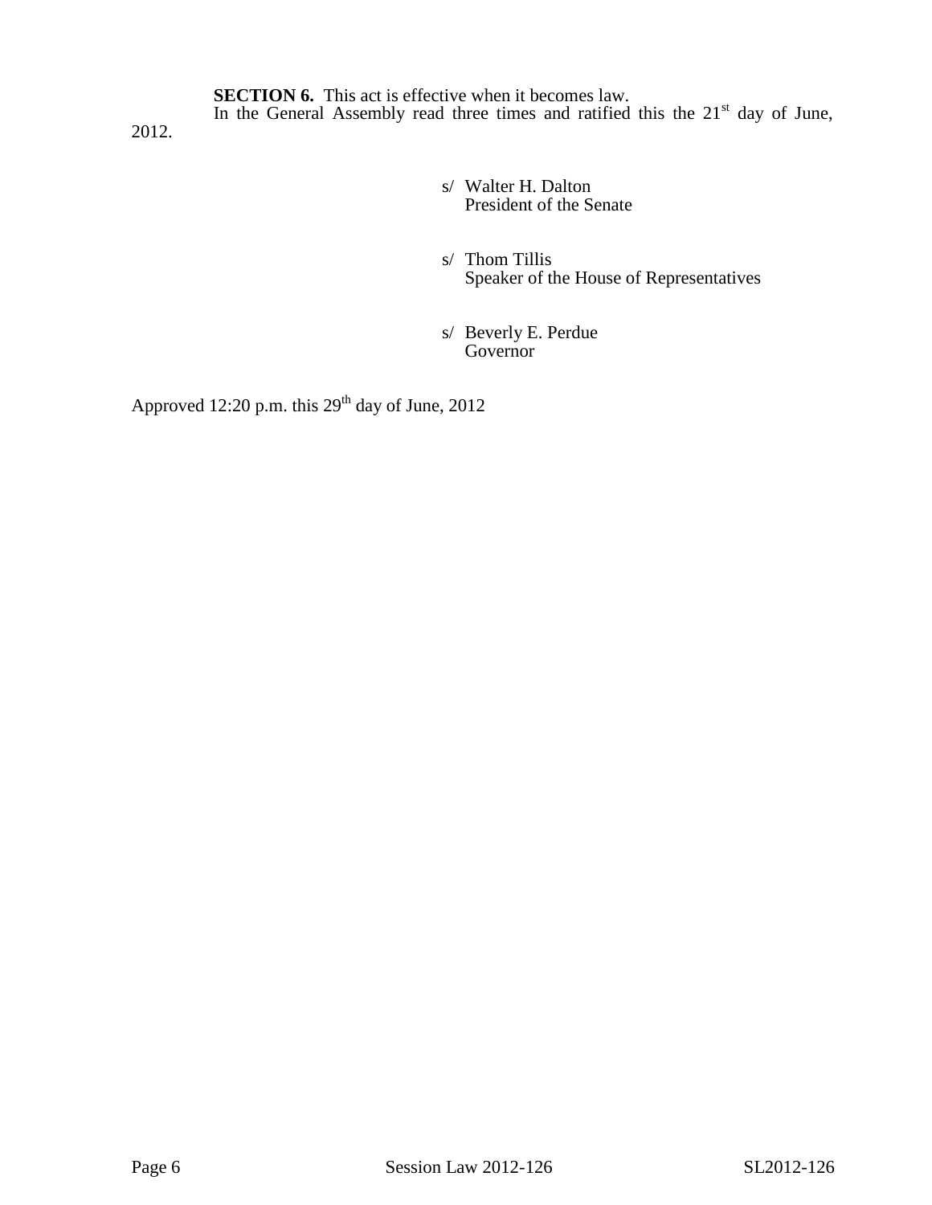**SECTION 6.** This act is effective when it becomes law.

In the General Assembly read three times and ratified this the 21st day of June, 2012.

s/ Walter H. Dalton
President of the Senate

s/ Thom Tillis
Speaker of the House of Representatives

s/ Beverly E. Perdue
Governor

Approved 12:20 p.m. this 29th day of June, 2012